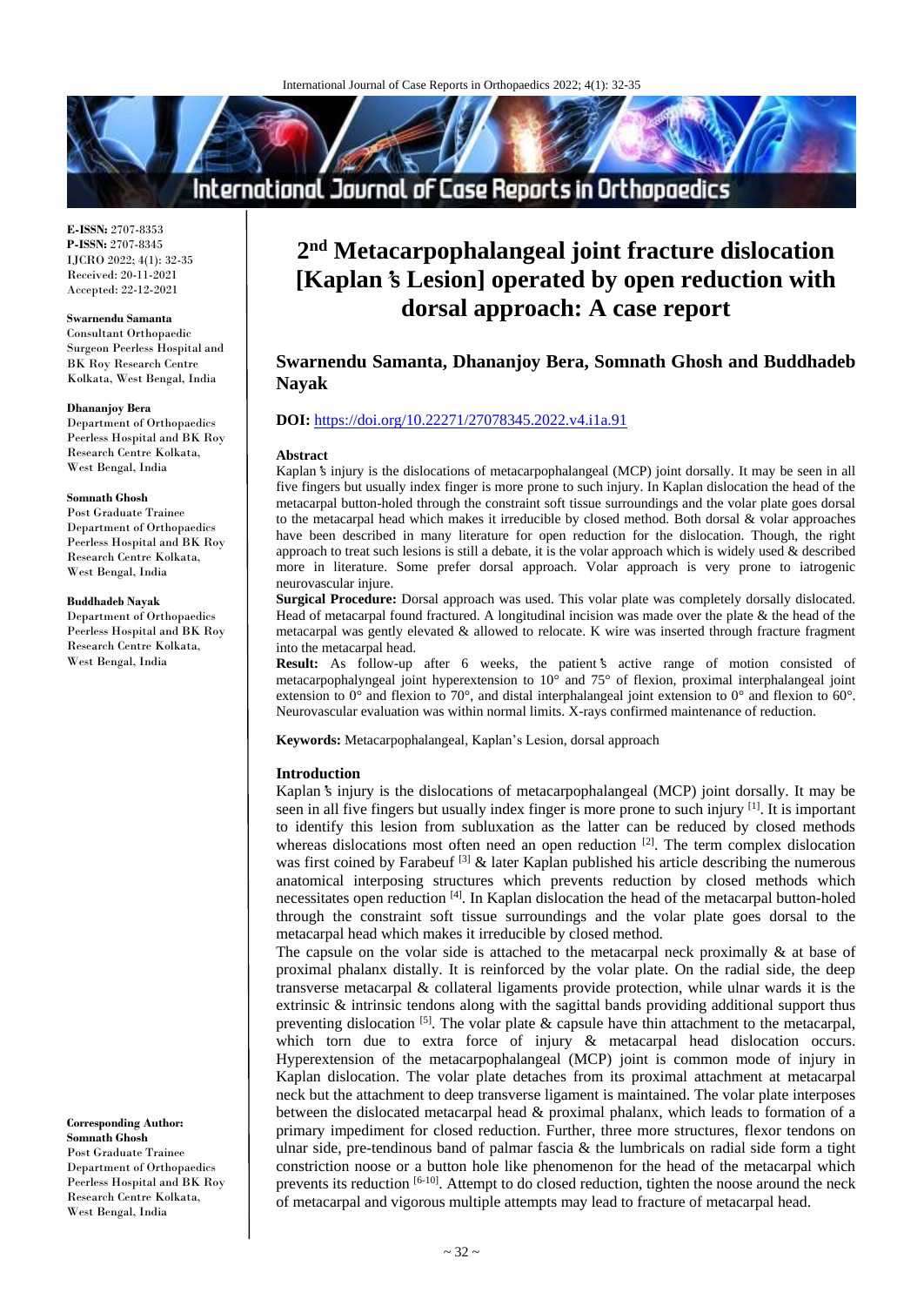# 2nd Metacarpophalangeal joint fracture dislocation [Kaplan's Lesion] operated by open reduction with dorsal approach: A case report

**Swarnendu Samanta, Dhananjoy Bera, Somnath Ghosh and Buddhadeb Nayak**

**DOI:** https://doi.org/10.22271/27078345.2022.v4.i1a.91

**E-ISSN:** 2707-8353
**P-ISSN:** 2707-8345
IJCRO 2022; 4(1): 32-35
Received: 20-11-2021
Accepted: 22-12-2021

**Swarnendu Samanta**
Consultant Orthopaedic Surgeon Peerless Hospital and BK Roy Research Centre Kolkata, West Bengal, India

**Dhananjoy Bera**
Department of Orthopaedics Peerless Hospital and BK Roy Research Centre Kolkata, West Bengal, India

**Somnath Ghosh**
Post Graduate Trainee Department of Orthopaedics Peerless Hospital and BK Roy Research Centre Kolkata, West Bengal, India

**Buddhadeb Nayak**
Department of Orthopaedics Peerless Hospital and BK Roy Research Centre Kolkata, West Bengal, India

**Corresponding Author:**
**Somnath Ghosh**
Post Graduate Trainee Department of Orthopaedics Peerless Hospital and BK Roy Research Centre Kolkata, West Bengal, India

## Abstract

Kaplan's injury is the dislocations of metacarpophalangeal (MCP) joint dorsally. It may be seen in all five fingers but usually index finger is more prone to such injury. In Kaplan dislocation the head of the metacarpal button-holed through the constraint soft tissue surroundings and the volar plate goes dorsal to the metacarpal head which makes it irreducible by closed method. Both dorsal & volar approaches have been described in many literature for open reduction for the dislocation. Though, the right approach to treat such lesions is still a debate, it is the volar approach which is widely used & described more in literature. Some prefer dorsal approach. Volar approach is very prone to iatrogenic neurovascular injure.

**Surgical Procedure:** Dorsal approach was used. This volar plate was completely dorsally dislocated. Head of metacarpal found fractured. A longitudinal incision was made over the plate & the head of the metacarpal was gently elevated & allowed to relocate. K wire was inserted through fracture fragment into the metacarpal head.

**Result:** As follow-up after 6 weeks, the patient's active range of motion consisted of metacarpophalyngeal joint hyperextension to 10° and 75° of flexion, proximal interphalangeal joint extension to 0° and flexion to 70°, and distal interphalangeal joint extension to 0° and flexion to 60°. Neurovascular evaluation was within normal limits. X-rays confirmed maintenance of reduction.

**Keywords:** Metacarpophalangeal, Kaplan's Lesion, dorsal approach

## Introduction

Kaplan's injury is the dislocations of metacarpophalangeal (MCP) joint dorsally. It may be seen in all five fingers but usually index finger is more prone to such injury [1]. It is important to identify this lesion from subluxation as the latter can be reduced by closed methods whereas dislocations most often need an open reduction [2]. The term complex dislocation was first coined by Farabeuf [3] & later Kaplan published his article describing the numerous anatomical interposing structures which prevents reduction by closed methods which necessitates open reduction [4]. In Kaplan dislocation the head of the metacarpal button-holed through the constraint soft tissue surroundings and the volar plate goes dorsal to the metacarpal head which makes it irreducible by closed method.

The capsule on the volar side is attached to the metacarpal neck proximally & at base of proximal phalanx distally. It is reinforced by the volar plate. On the radial side, the deep transverse metacarpal & collateral ligaments provide protection, while ulnar wards it is the extrinsic & intrinsic tendons along with the sagittal bands providing additional support thus preventing dislocation [5]. The volar plate & capsule have thin attachment to the metacarpal, which torn due to extra force of injury & metacarpal head dislocation occurs. Hyperextension of the metacarpophalangeal (MCP) joint is common mode of injury in Kaplan dislocation. The volar plate detaches from its proximal attachment at metacarpal neck but the attachment to deep transverse ligament is maintained. The volar plate interposes between the dislocated metacarpal head & proximal phalanx, which leads to formation of a primary impediment for closed reduction. Further, three more structures, flexor tendons on ulnar side, pre-tendinous band of palmar fascia & the lumbricals on radial side form a tight constriction noose or a button hole like phenomenon for the head of the metacarpal which prevents its reduction [6-10]. Attempt to do closed reduction, tighten the noose around the neck of metacarpal and vigorous multiple attempts may lead to fracture of metacarpal head.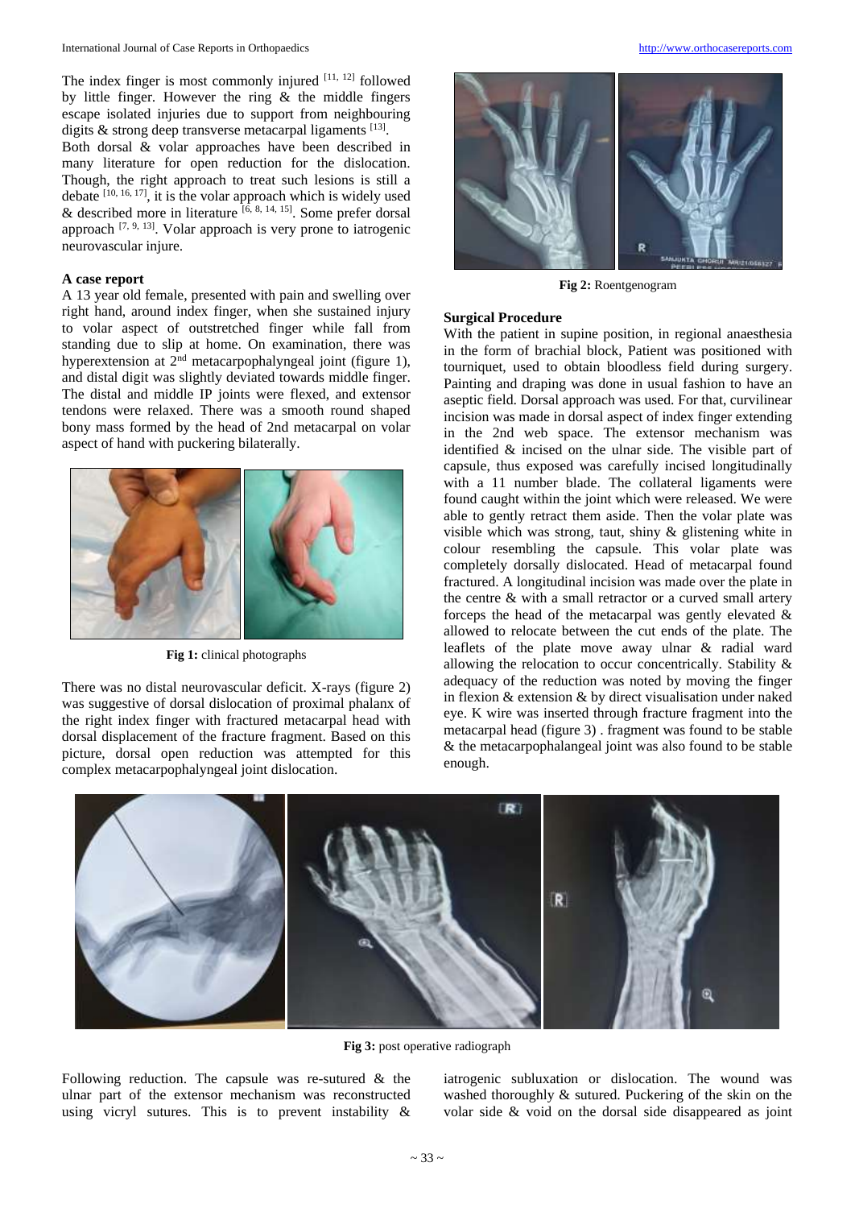The index finger is most commonly injured [11, 12] followed by little finger. However the ring & the middle fingers escape isolated injuries due to support from neighbouring digits & strong deep transverse metacarpal ligaments [13].

Both dorsal & volar approaches have been described in many literature for open reduction for the dislocation. Though, the right approach to treat such lesions is still a debate [10, 16, 17], it is the volar approach which is widely used & described more in literature [6, 8, 14, 15]. Some prefer dorsal approach [7, 9, 13]. Volar approach is very prone to iatrogenic neurovascular injure.

### A case report

A 13 year old female, presented with pain and swelling over right hand, around index finger, when she sustained injury to volar aspect of outstretched finger while fall from standing due to slip at home. On examination, there was hyperextension at 2nd metacarpophalyngeal joint (figure 1), and distal digit was slightly deviated towards middle finger. The distal and middle IP joints were flexed, and extensor tendons were relaxed. There was a smooth round shaped bony mass formed by the head of 2nd metacarpal on volar aspect of hand with puckering bilaterally.

**Fig 1:** clinical photographs

There was no distal neurovascular deficit. X-rays (figure 2) was suggestive of dorsal dislocation of proximal phalanx of the right index finger with fractured metacarpal head with dorsal displacement of the fracture fragment. Based on this picture, dorsal open reduction was attempted for this complex metacarpophalyngeal joint dislocation.

**Fig 2:** Roentgenogram

### Surgical Procedure

With the patient in supine position, in regional anaesthesia in the form of brachial block, Patient was positioned with tourniquet, used to obtain bloodless field during surgery. Painting and draping was done in usual fashion to have an aseptic field. Dorsal approach was used. For that, curvilinear incision was made in dorsal aspect of index finger extending in the 2nd web space. The extensor mechanism was identified & incised on the ulnar side. The visible part of capsule, thus exposed was carefully incised longitudinally with a 11 number blade. The collateral ligaments were found caught within the joint which were released. We were able to gently retract them aside. Then the volar plate was visible which was strong, taut, shiny & glistening white in colour resembling the capsule. This volar plate was completely dorsally dislocated. Head of metacarpal found fractured. A longitudinal incision was made over the plate in the centre & with a small retractor or a curved small artery forceps the head of the metacarpal was gently elevated & allowed to relocate between the cut ends of the plate. The leaflets of the plate move away ulnar & radial ward allowing the relocation to occur concentrically. Stability & adequacy of the reduction was noted by moving the finger in flexion & extension & by direct visualisation under naked eye. K wire was inserted through fracture fragment into the metacarpal head (figure 3) . fragment was found to be stable & the metacarpophalangeal joint was also found to be stable enough.

**Fig 3:** post operative radiograph

Following reduction. The capsule was re-sutured & the ulnar part of the extensor mechanism was reconstructed using vicryl sutures. This is to prevent instability & iatrogenic subluxation or dislocation. The wound was washed thoroughly & sutured. Puckering of the skin on the volar side & void on the dorsal side disappeared as joint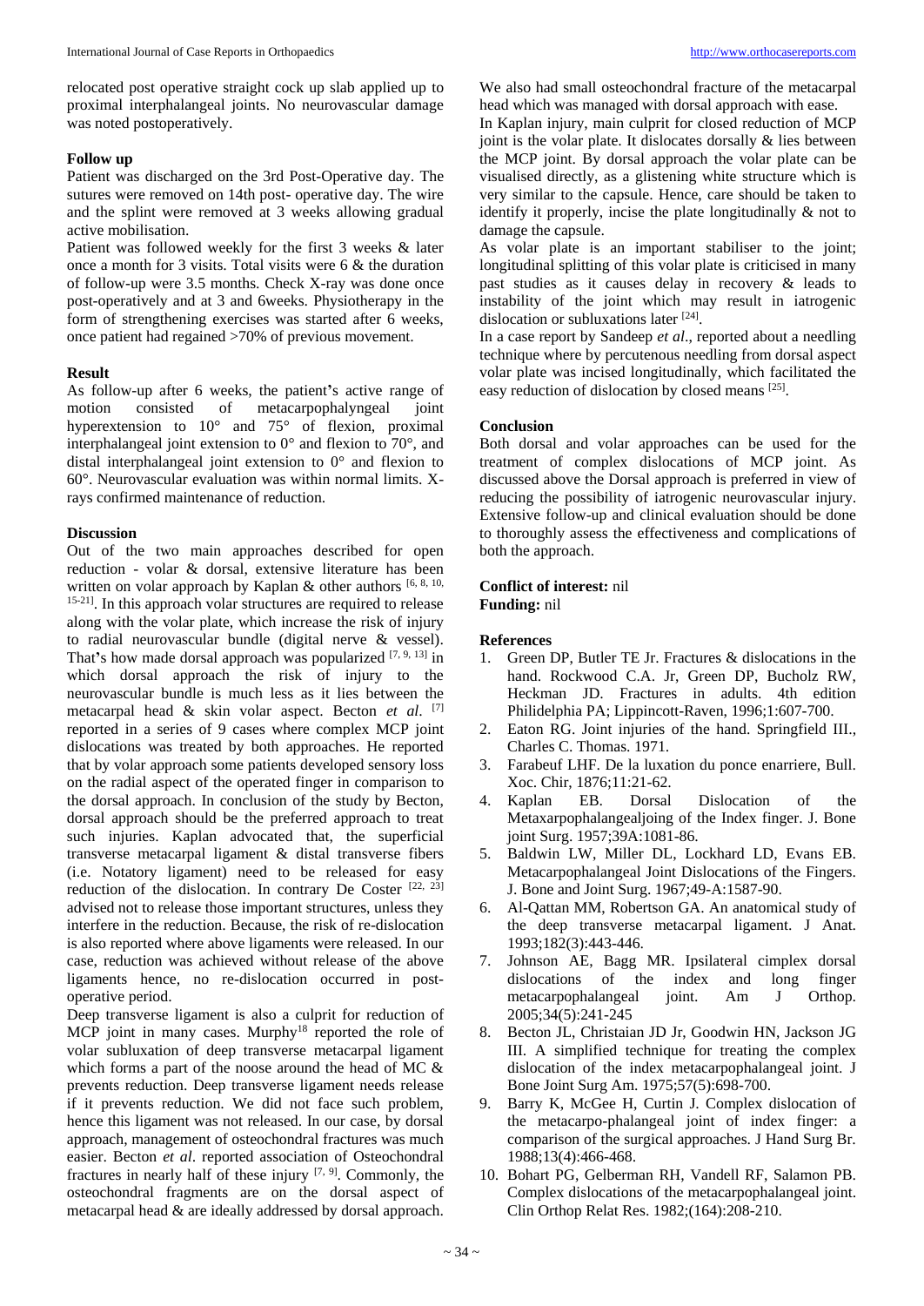relocated post operative straight cock up slab applied up to proximal interphalangeal joints. No neurovascular damage was noted postoperatively.

### Follow up

Patient was discharged on the 3rd Post-Operative day. The sutures were removed on 14th post- operative day. The wire and the splint were removed at 3 weeks allowing gradual active mobilisation.

Patient was followed weekly for the first 3 weeks & later once a month for 3 visits. Total visits were 6 & the duration of follow-up were 3.5 months. Check X-ray was done once post-operatively and at 3 and 6weeks. Physiotherapy in the form of strengthening exercises was started after 6 weeks, once patient had regained >70% of previous movement.

### Result

As follow-up after 6 weeks, the patient's active range of motion consisted of metacarpophalyngeal joint hyperextension to 10° and 75° of flexion, proximal interphalangeal joint extension to 0° and flexion to 70°, and distal interphalangeal joint extension to 0° and flexion to 60°. Neurovascular evaluation was within normal limits. X-rays confirmed maintenance of reduction.

### Discussion

Out of the two main approaches described for open reduction - volar & dorsal, extensive literature has been written on volar approach by Kaplan & other authors [6, 8, 10, 15-21]. In this approach volar structures are required to release along with the volar plate, which increase the risk of injury to radial neurovascular bundle (digital nerve & vessel). That's how made dorsal approach was popularized [7, 9, 13] in which dorsal approach the risk of injury to the neurovascular bundle is much less as it lies between the metacarpal head & skin volar aspect. Becton *et al*. [7] reported in a series of 9 cases where complex MCP joint dislocations was treated by both approaches. He reported that by volar approach some patients developed sensory loss on the radial aspect of the operated finger in comparison to the dorsal approach. In conclusion of the study by Becton, dorsal approach should be the preferred approach to treat such injuries. Kaplan advocated that, the superficial transverse metacarpal ligament & distal transverse fibers (i.e. Notatory ligament) need to be released for easy reduction of the dislocation. In contrary De Coster [22, 23] advised not to release those important structures, unless they interfere in the reduction. Because, the risk of re-dislocation is also reported where above ligaments were released. In our case, reduction was achieved without release of the above ligaments hence, no re-dislocation occurred in post-operative period.

Deep transverse ligament is also a culprit for reduction of MCP joint in many cases. Murphy[18] reported the role of volar subluxation of deep transverse metacarpal ligament which forms a part of the noose around the head of MC & prevents reduction. Deep transverse ligament needs release if it prevents reduction. We did not face such problem, hence this ligament was not released. In our case, by dorsal approach, management of osteochondral fractures was much easier. Becton *et al*. reported association of Osteochondral fractures in nearly half of these injury [7, 9]. Commonly, the osteochondral fragments are on the dorsal aspect of metacarpal head & are ideally addressed by dorsal approach.

We also had small osteochondral fracture of the metacarpal head which was managed with dorsal approach with ease.

In Kaplan injury, main culprit for closed reduction of MCP joint is the volar plate. It dislocates dorsally & lies between the MCP joint. By dorsal approach the volar plate can be visualised directly, as a glistening white structure which is very similar to the capsule. Hence, care should be taken to identify it properly, incise the plate longitudinally & not to damage the capsule.

As volar plate is an important stabiliser to the joint; longitudinal splitting of this volar plate is criticised in many past studies as it causes delay in recovery & leads to instability of the joint which may result in iatrogenic dislocation or subluxations later [24].

In a case report by Sandeep *et al*., reported about a needling technique where by percutenous needling from dorsal aspect volar plate was incised longitudinally, which facilitated the easy reduction of dislocation by closed means [25].

### Conclusion

Both dorsal and volar approaches can be used for the treatment of complex dislocations of MCP joint. As discussed above the Dorsal approach is preferred in view of reducing the possibility of iatrogenic neurovascular injury. Extensive follow-up and clinical evaluation should be done to thoroughly assess the effectiveness and complications of both the approach.

**Conflict of interest:** nil
**Funding:** nil

### References

1. Green DP, Butler TE Jr. Fractures & dislocations in the hand. Rockwood C.A. Jr, Green DP, Bucholz RW, Heckman JD. Fractures in adults. 4th edition Philidelphia PA; Lippincott-Raven, 1996;1:607-700.
2. Eaton RG. Joint injuries of the hand. Springfield III., Charles C. Thomas. 1971.
3. Farabeuf LHF. De la luxation du ponce enarriere, Bull. Xoc. Chir, 1876;11:21-62.
4. Kaplan EB. Dorsal Dislocation of the Metaxarpophalangealjoing of the Index finger. J. Bone joint Surg. 1957;39A:1081-86.
5. Baldwin LW, Miller DL, Lockhard LD, Evans EB. Metacarpophalangeal Joint Dislocations of the Fingers. J. Bone and Joint Surg. 1967;49-A:1587-90.
6. Al-Qattan MM, Robertson GA. An anatomical study of the deep transverse metacarpal ligament. J Anat. 1993;182(3):443-446.
7. Johnson AE, Bagg MR. Ipsilateral cimplex dorsal dislocations of the index and long finger metacarpophalangeal joint. Am J Orthop. 2005;34(5):241-245
8. Becton JL, Christaian JD Jr, Goodwin HN, Jackson JG III. A simplified technique for treating the complex dislocation of the index metacarpophalangeal joint. J Bone Joint Surg Am. 1975;57(5):698-700.
9. Barry K, McGee H, Curtin J. Complex dislocation of the metacarpo-phalangeal joint of index finger: a comparison of the surgical approaches. J Hand Surg Br. 1988;13(4):466-468.
10. Bohart PG, Gelberman RH, Vandell RF, Salamon PB. Complex dislocations of the metacarpophalangeal joint. Clin Orthop Relat Res. 1982;(164):208-210.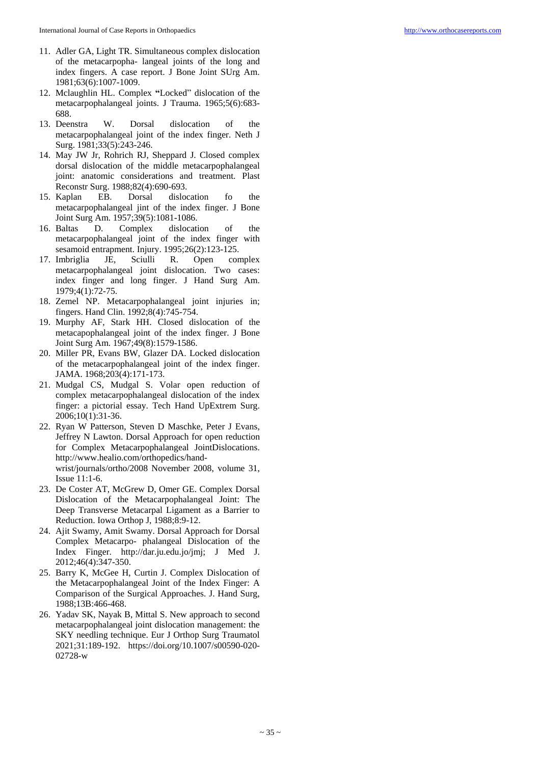11. Adler GA, Light TR. Simultaneous complex dislocation of the metacarpopha- langeal joints of the long and index fingers. A case report. J Bone Joint SUrg Am. 1981;63(6):1007-1009.
12. Mclaughlin HL. Complex "Locked" dislocation of the metacarpophalangeal joints. J Trauma. 1965;5(6):683-688.
13. Deenstra W. Dorsal dislocation of the metacarpophalangeal joint of the index finger. Neth J Surg. 1981;33(5):243-246.
14. May JW Jr, Rohrich RJ, Sheppard J. Closed complex dorsal dislocation of the middle metacarpophalangeal joint: anatomic considerations and treatment. Plast Reconstr Surg. 1988;82(4):690-693.
15. Kaplan EB. Dorsal dislocation fo the metacarpophalangeal jint of the index finger. J Bone Joint Surg Am. 1957;39(5):1081-1086.
16. Baltas D. Complex dislocation of the metacarpophalangeal joint of the index finger with sesamoid entrapment. Injury. 1995;26(2):123-125.
17. Imbriglia JE, Sciulli R. Open complex metacarpophalangeal joint dislocation. Two cases: index finger and long finger. J Hand Surg Am. 1979;4(1):72-75.
18. Zemel NP. Metacarpophalangeal joint injuries in; fingers. Hand Clin. 1992;8(4):745-754.
19. Murphy AF, Stark HH. Closed dislocation of the metacapophalangeal joint of the index finger. J Bone Joint Surg Am. 1967;49(8):1579-1586.
20. Miller PR, Evans BW, Glazer DA. Locked dislocation of the metacarpophalangeal joint of the index finger. JAMA. 1968;203(4):171-173.
21. Mudgal CS, Mudgal S. Volar open reduction of complex metacarpophalangeal dislocation of the index finger: a pictorial essay. Tech Hand UpExtrem Surg. 2006;10(1):31-36.
22. Ryan W Patterson, Steven D Maschke, Peter J Evans, Jeffrey N Lawton. Dorsal Approach for open reduction for Complex Metacarpophalangeal JointDislocations. http://www.healio.com/orthopedics/hand-wrist/journals/ortho/2008 November 2008, volume 31, Issue 11:1-6.
23. De Coster AT, McGrew D, Omer GE. Complex Dorsal Dislocation of the Metacarpophalangeal Joint: The Deep Transverse Metacarpal Ligament as a Barrier to Reduction. Iowa Orthop J, 1988;8:9-12.
24. Ajit Swamy, Amit Swamy. Dorsal Approach for Dorsal Complex Metacarpo- phalangeal Dislocation of the Index Finger. http://dar.ju.edu.jo/jmj; J Med J. 2012;46(4):347-350.
25. Barry K, McGee H, Curtin J. Complex Dislocation of the Metacarpophalangeal Joint of the Index Finger: A Comparison of the Surgical Approaches. J. Hand Surg, 1988;13B:466-468.
26. Yadav SK, Nayak B, Mittal S. New approach to second metacarpophalangeal joint dislocation management: the SKY needling technique. Eur J Orthop Surg Traumatol 2021;31:189-192. https://doi.org/10.1007/s00590-020-02728-w